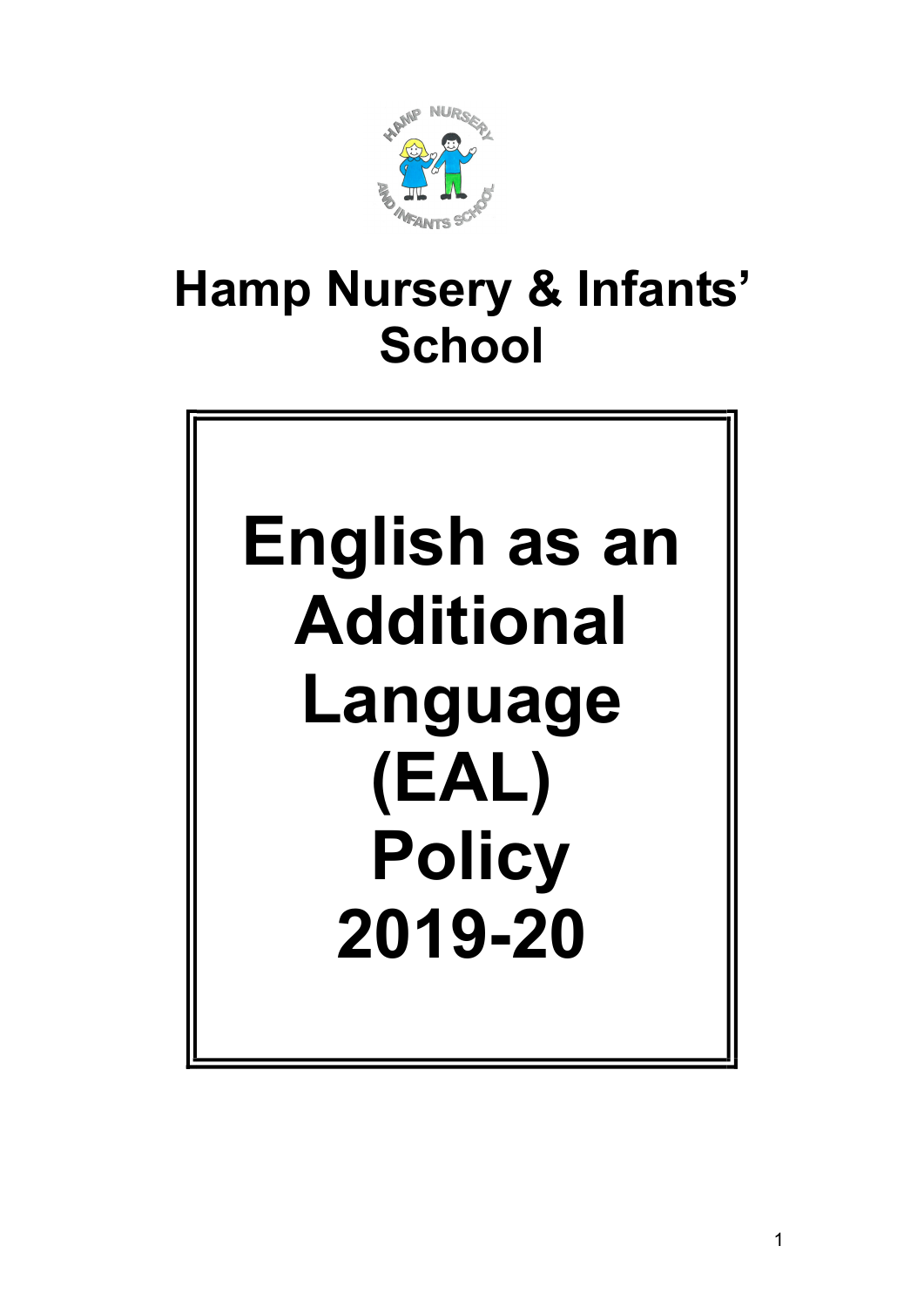# Hamp Nursery & Infants' School

# English as an Additional Language (EAL) Policy 2019-20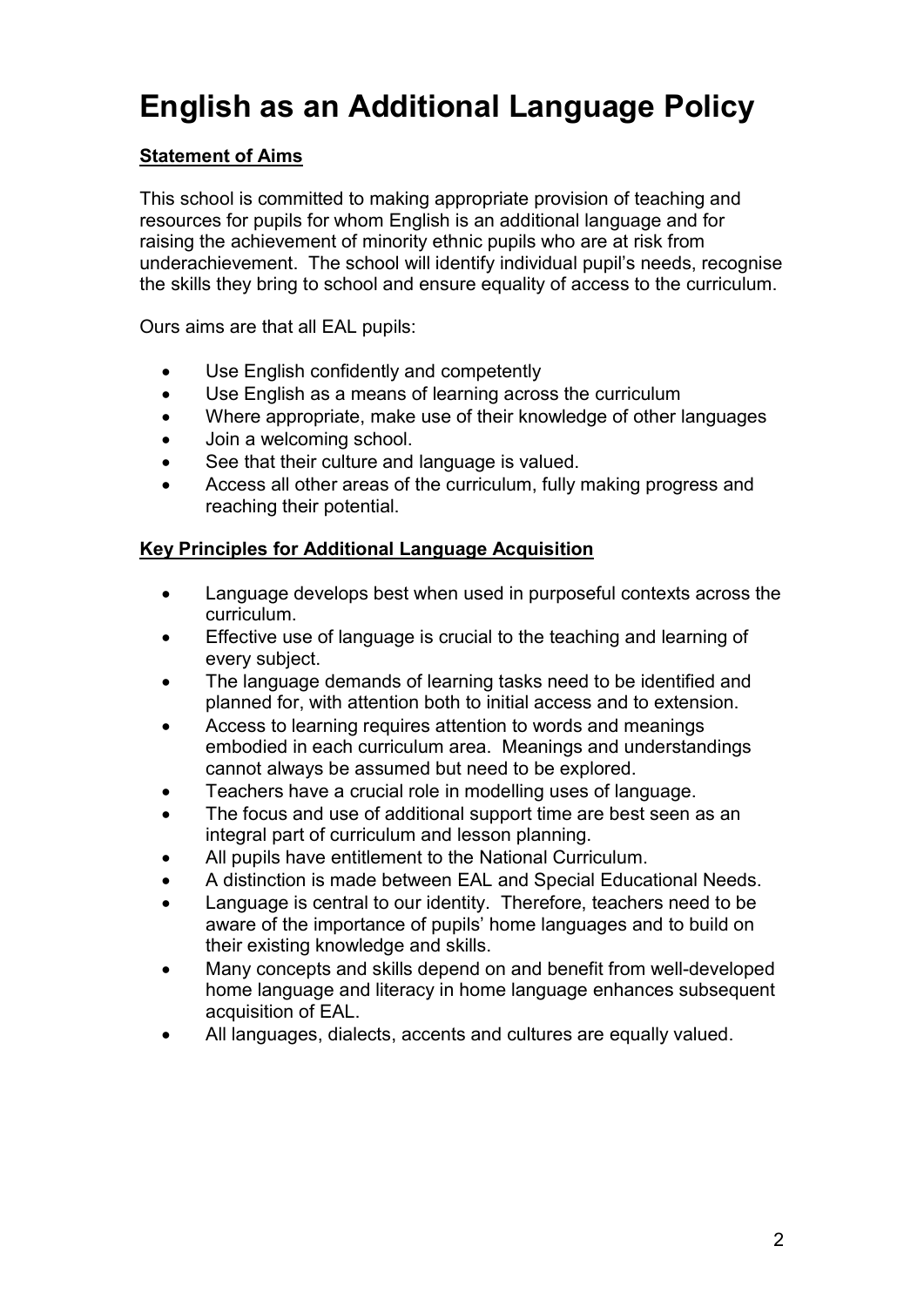# English as an Additional Language Policy

**Statement of Aims**

This school is committed to making appropriate provision of teaching and resources for pupils for whom English is an additional language and for raising the achievement of minority ethnic pupils who are at risk from underachievement. The school will identify individual pupil's needs, recognise the skills they bring to school and ensure equality of access to the curriculum.

Ours aims are that all EAL pupils:

- Use English confidently and competently
- Use English as a means of learning across the curriculum
- Where appropriate, make use of their knowledge of other languages
- Join a welcoming school.
- See that their culture and language is valued.
- Access all other areas of the curriculum, fully making progress and reaching their potential.

**Key Principles for Additional Language Acquisition**

- Language develops best when used in purposeful contexts across the curriculum.
- Effective use of language is crucial to the teaching and learning of every subject.
- The language demands of learning tasks need to be identified and planned for, with attention both to initial access and to extension.
- Access to learning requires attention to words and meanings embodied in each curriculum area. Meanings and understandings cannot always be assumed but need to be explored.
- Teachers have a crucial role in modelling uses of language.
- The focus and use of additional support time are best seen as an integral part of curriculum and lesson planning.
- All pupils have entitlement to the National Curriculum.
- A distinction is made between EAL and Special Educational Needs.
- Language is central to our identity. Therefore, teachers need to be aware of the importance of pupils' home languages and to build on their existing knowledge and skills.
- Many concepts and skills depend on and benefit from well-developed home language and literacy in home language enhances subsequent acquisition of EAL.
- All languages, dialects, accents and cultures are equally valued.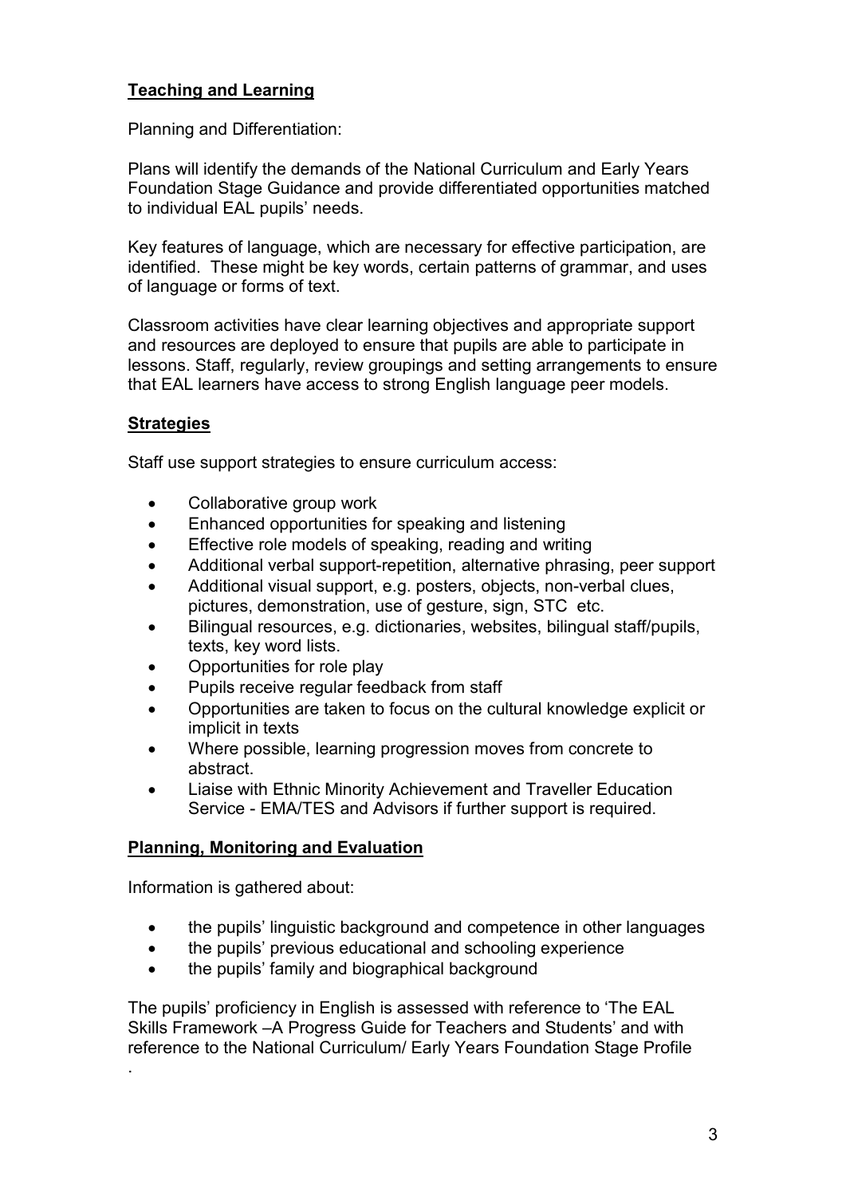## Teaching and Learning

Planning and Differentiation:

Plans will identify the demands of the National Curriculum and Early Years Foundation Stage Guidance and provide differentiated opportunities matched to individual EAL pupils' needs.

Key features of language, which are necessary for effective participation, are identified. These might be key words, certain patterns of grammar, and uses of language or forms of text.

Classroom activities have clear learning objectives and appropriate support and resources are deployed to ensure that pupils are able to participate in lessons. Staff, regularly, review groupings and setting arrangements to ensure that EAL learners have access to strong English language peer models.

## Strategies

Staff use support strategies to ensure curriculum access:

- Collaborative group work
- Enhanced opportunities for speaking and listening
- Effective role models of speaking, reading and writing
- Additional verbal support-repetition, alternative phrasing, peer support
- Additional visual support, e.g. posters, objects, non-verbal clues, pictures, demonstration, use of gesture, sign, STC etc.
- Bilingual resources, e.g. dictionaries, websites, bilingual staff/pupils, texts, key word lists.
- Opportunities for role play
- Pupils receive regular feedback from staff
- Opportunities are taken to focus on the cultural knowledge explicit or implicit in texts
- Where possible, learning progression moves from concrete to abstract.
- Liaise with Ethnic Minority Achievement and Traveller Education Service - EMA/TES and Advisors if further support is required.

## Planning, Monitoring and Evaluation

Information is gathered about:

- the pupils' linguistic background and competence in other languages
- the pupils' previous educational and schooling experience
- the pupils' family and biographical background

The pupils' proficiency in English is assessed with reference to 'The EAL Skills Framework –A Progress Guide for Teachers and Students' and with reference to the National Curriculum/ Early Years Foundation Stage Profile

.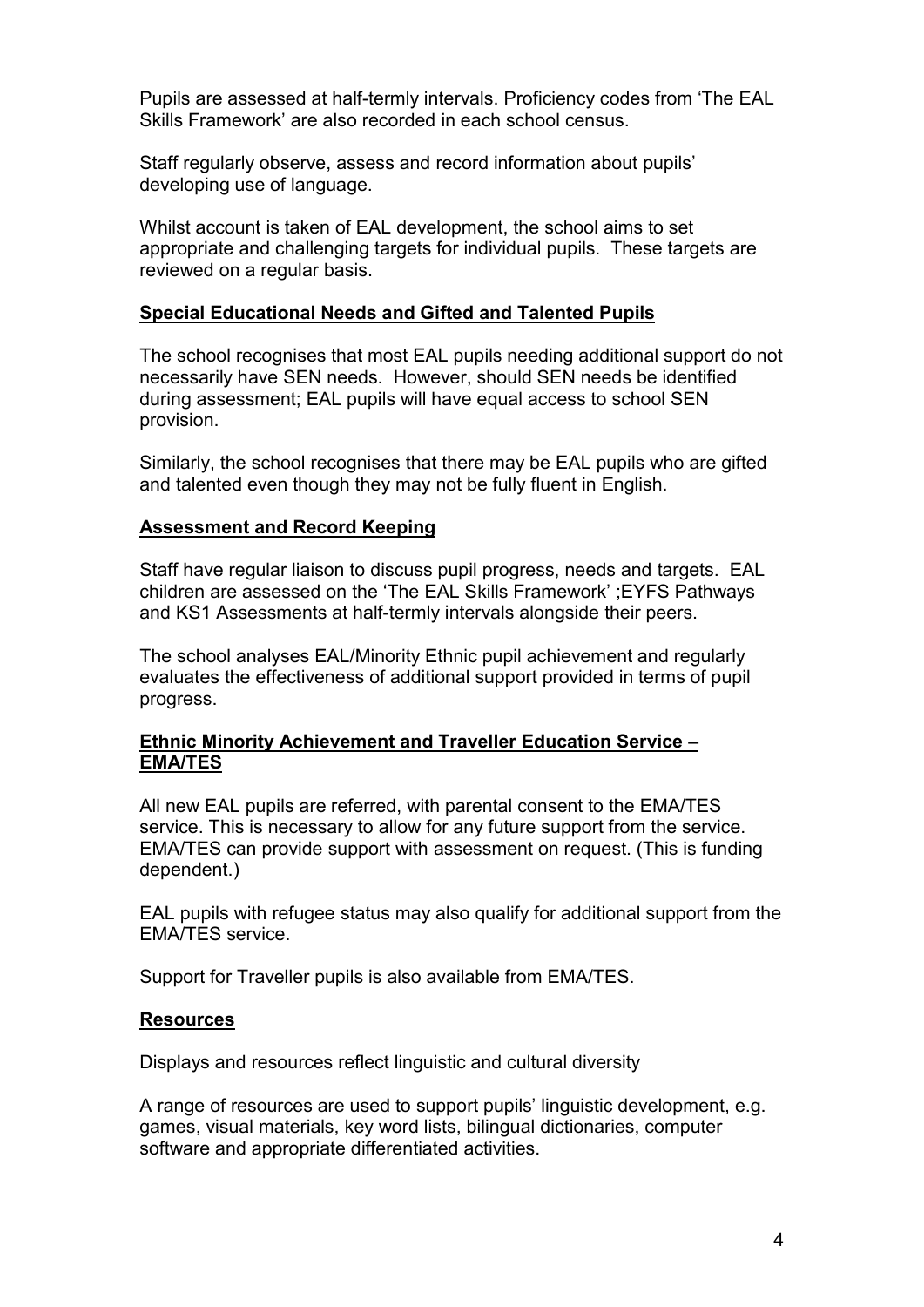Pupils are assessed at half-termly intervals. Proficiency codes from 'The EAL Skills Framework' are also recorded in each school census.

Staff regularly observe, assess and record information about pupils' developing use of language.

Whilst account is taken of EAL development, the school aims to set appropriate and challenging targets for individual pupils. These targets are reviewed on a regular basis.

## **Special Educational Needs and Gifted and Talented Pupils**

The school recognises that most EAL pupils needing additional support do not necessarily have SEN needs. However, should SEN needs be identified during assessment; EAL pupils will have equal access to school SEN provision.

Similarly, the school recognises that there may be EAL pupils who are gifted and talented even though they may not be fully fluent in English.

## **Assessment and Record Keeping**

Staff have regular liaison to discuss pupil progress, needs and targets. EAL children are assessed on the 'The EAL Skills Framework' ;EYFS Pathways and KS1 Assessments at half-termly intervals alongside their peers.

The school analyses EAL/Minority Ethnic pupil achievement and regularly evaluates the effectiveness of additional support provided in terms of pupil progress.

## **Ethnic Minority Achievement and Traveller Education Service – EMA/TES**

All new EAL pupils are referred, with parental consent to the EMA/TES service. This is necessary to allow for any future support from the service. EMA/TES can provide support with assessment on request. (This is funding dependent.)

EAL pupils with refugee status may also qualify for additional support from the EMA/TES service.

Support for Traveller pupils is also available from EMA/TES.

## **Resources**

Displays and resources reflect linguistic and cultural diversity

A range of resources are used to support pupils' linguistic development, e.g. games, visual materials, key word lists, bilingual dictionaries, computer software and appropriate differentiated activities.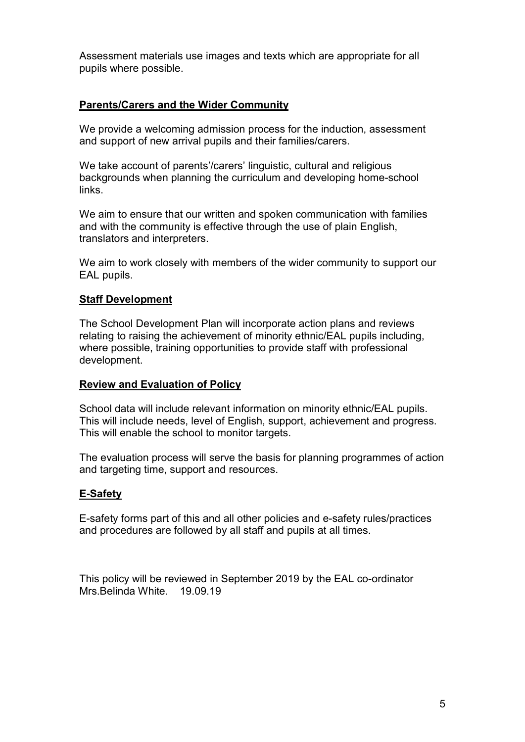Assessment materials use images and texts which are appropriate for all pupils where possible.

## Parents/Carers and the Wider Community

We provide a welcoming admission process for the induction, assessment and support of new arrival pupils and their families/carers.

We take account of parents'/carers' linguistic, cultural and religious backgrounds when planning the curriculum and developing home-school links.

We aim to ensure that our written and spoken communication with families and with the community is effective through the use of plain English, translators and interpreters.

We aim to work closely with members of the wider community to support our EAL pupils.

## Staff Development

The School Development Plan will incorporate action plans and reviews relating to raising the achievement of minority ethnic/EAL pupils including, where possible, training opportunities to provide staff with professional development.

## Review and Evaluation of Policy

School data will include relevant information on minority ethnic/EAL pupils. This will include needs, level of English, support, achievement and progress. This will enable the school to monitor targets.

The evaluation process will serve the basis for planning programmes of action and targeting time, support and resources.

## E-Safety

E-safety forms part of this and all other policies and e-safety rules/practices and procedures are followed by all staff and pupils at all times.

This policy will be reviewed in September 2019 by the EAL co-ordinator Mrs.Belinda White. 19.09.19